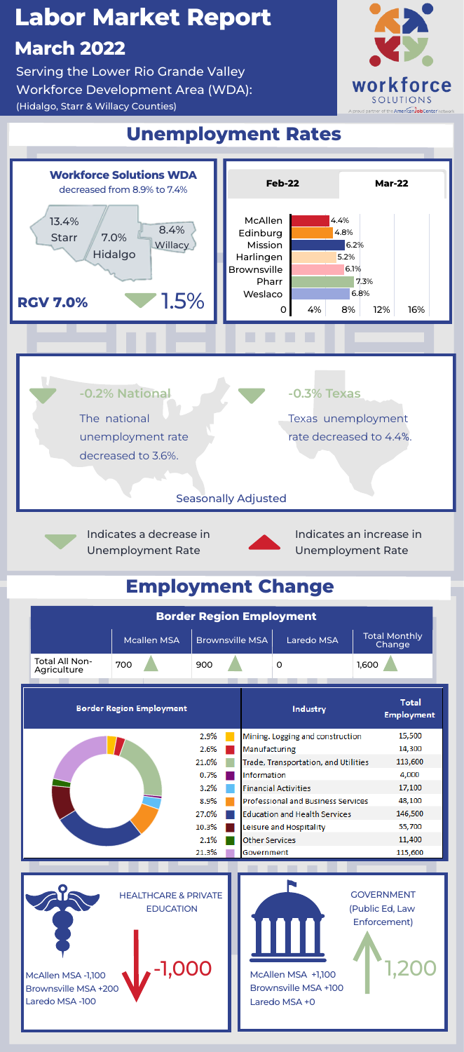# Labor Market Report

## March 2022

Serving the Lower Rio Grande Valley Workforce Development Area (WDA): (Hidalgo, Starr & Willacy Counties)

workforce SOLUTIONS

A proud partner of the AmericanJobCenter network

## Unemployment Rates

### Workforce Solutions WDA

decreased from 8.9% to 7.4%

- 13.4% Starr
- 7.0% Hidalgo
- 8.4% Willacy

**RGV 7.0%** ▼ 1.5%

| | Feb-22 | Mar-22 |
|---|---|---|
| McAllen | | 4.4% |
| Edinburg | | 4.8% |
| Mission | | 6.2% |
| Harlingen | | 5.2% |
| Brownsville | | 6.1% |
| Pharr | | 7.3% |
| Weslaco | | 6.8% |

**-0.2% National**

The national unemployment rate decreased to 3.6%.

**-0.3% Texas**

Texas unemployment rate decreased to 4.4%.

Seasonally Adjusted

▼ Indicates a decrease in Unemployment Rate

▲ Indicates an increase in Unemployment Rate

## Employment Change

**Border Region Employment**

| | Mcallen MSA | Brownsville MSA | Laredo MSA | Total Monthly Change |
|---|---|---|---|---|
| Total All Non-Agriculture | 700 ▲ | 900 ▲ | 0 | 1,600 ▲ |

**Border Region Employment**

| % | Industry | Total Employment |
|---|---|---|
| 2.9% | Mining, Logging and construction | 15,500 |
| 2.6% | Manufacturing | 14,300 |
| 21.0% | Trade, Transportation, and Utilities | 113,600 |
| 0.7% | Information | 4,000 |
| 3.2% | Financial Activities | 17,100 |
| 8.9% | Professional and Business Services | 48,100 |
| 27.0% | Education and Health Services | 146,500 |
| 10.3% | Leisure and Hospitality | 55,700 |
| 2.1% | Other Services | 11,400 |
| 21.3% | Government | 115,600 |

**HEALTHCARE & PRIVATE EDUCATION** -1,000

- McAllen MSA -1,100
- Brownsville MSA +200
- Laredo MSA -100

**GOVERNMENT (Public Ed, Law Enforcement)** 1,200

- McAllen MSA +1,100
- Brownsville MSA +100
- Laredo MSA +0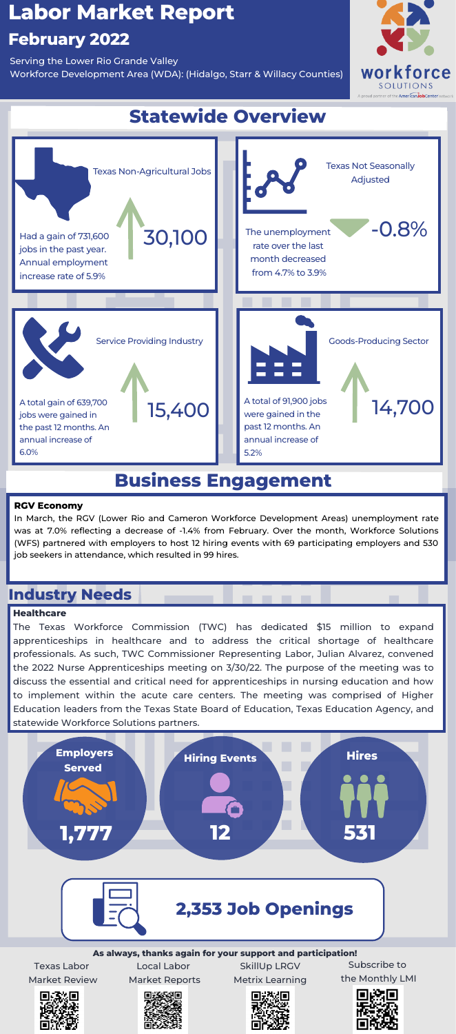# Labor Market Report

## February 2022

Serving the Lower Rio Grande Valley
Workforce Development Area (WDA): (Hidalgo, Starr & Willacy Counties)

workforce SOLUTIONS
A proud partner of the AmericanJobCenter network

## Statewide Overview

**Texas Non-Agricultural Jobs**

30,100

Had a gain of 731,600 jobs in the past year. Annual employment increase rate of 5.9%

**Texas Not Seasonally Adjusted**

-0.8%

The unemployment rate over the last month decreased from 4.7% to 3.9%

**Service Providing Industry**

15,400

A total gain of 639,700 jobs were gained in the past 12 months. An annual increase of 6.0%

**Goods-Producing Sector**

14,700

A total of 91,900 jobs were gained in the past 12 months. An annual increase of 5.2%

## Business Engagement

**RGV Economy**

In March, the RGV (Lower Rio and Cameron Workforce Development Areas) unemployment rate was at 7.0% reflecting a decrease of -1.4% from February. Over the month, Workforce Solutions (WFS) partnered with employers to host 12 hiring events with 69 participating employers and 530 job seekers in attendance, which resulted in 99 hires.

## Industry Needs

**Healthcare**

The Texas Workforce Commission (TWC) has dedicated $15 million to expand apprenticeships in healthcare and to address the critical shortage of healthcare professionals. As such, TWC Commissioner Representing Labor, Julian Alvarez, convened the 2022 Nurse Apprenticeships meeting on 3/30/22. The purpose of the meeting was to discuss the essential and critical need for apprenticeships in nursing education and how to implement within the acute care centers. The meeting was comprised of Higher Education leaders from the Texas State Board of Education, Texas Education Agency, and statewide Workforce Solutions partners.

**Employers Served**
1,777

**Hiring Events**
12

**Hires**
531

**2,353 Job Openings**

**As always, thanks again for your support and participation!**

Texas Labor Market Review

Local Labor Market Reports

SkillUp LRGV Metrix Learning

Subscribe to the Monthly LMI